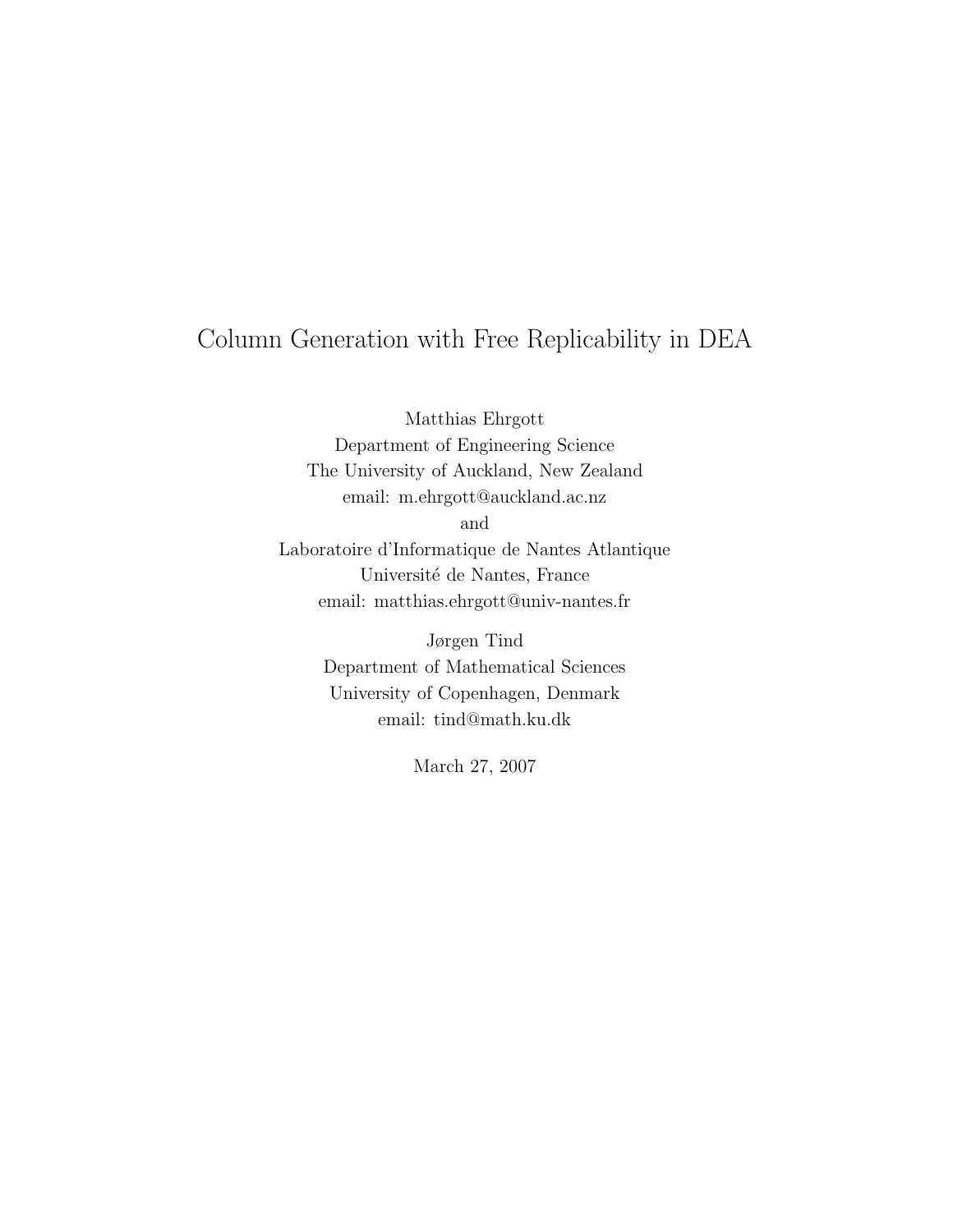# Column Generation with Free Replicability in DEA

Matthias Ehrgott
Department of Engineering Science
The University of Auckland, New Zealand
email: m.ehrgott@auckland.ac.nz
and
Laboratoire d'Informatique de Nantes Atlantique
Université de Nantes, France
email: matthias.ehrgott@univ-nantes.fr

Jørgen Tind
Department of Mathematical Sciences
University of Copenhagen, Denmark
email: tind@math.ku.dk

March 27, 2007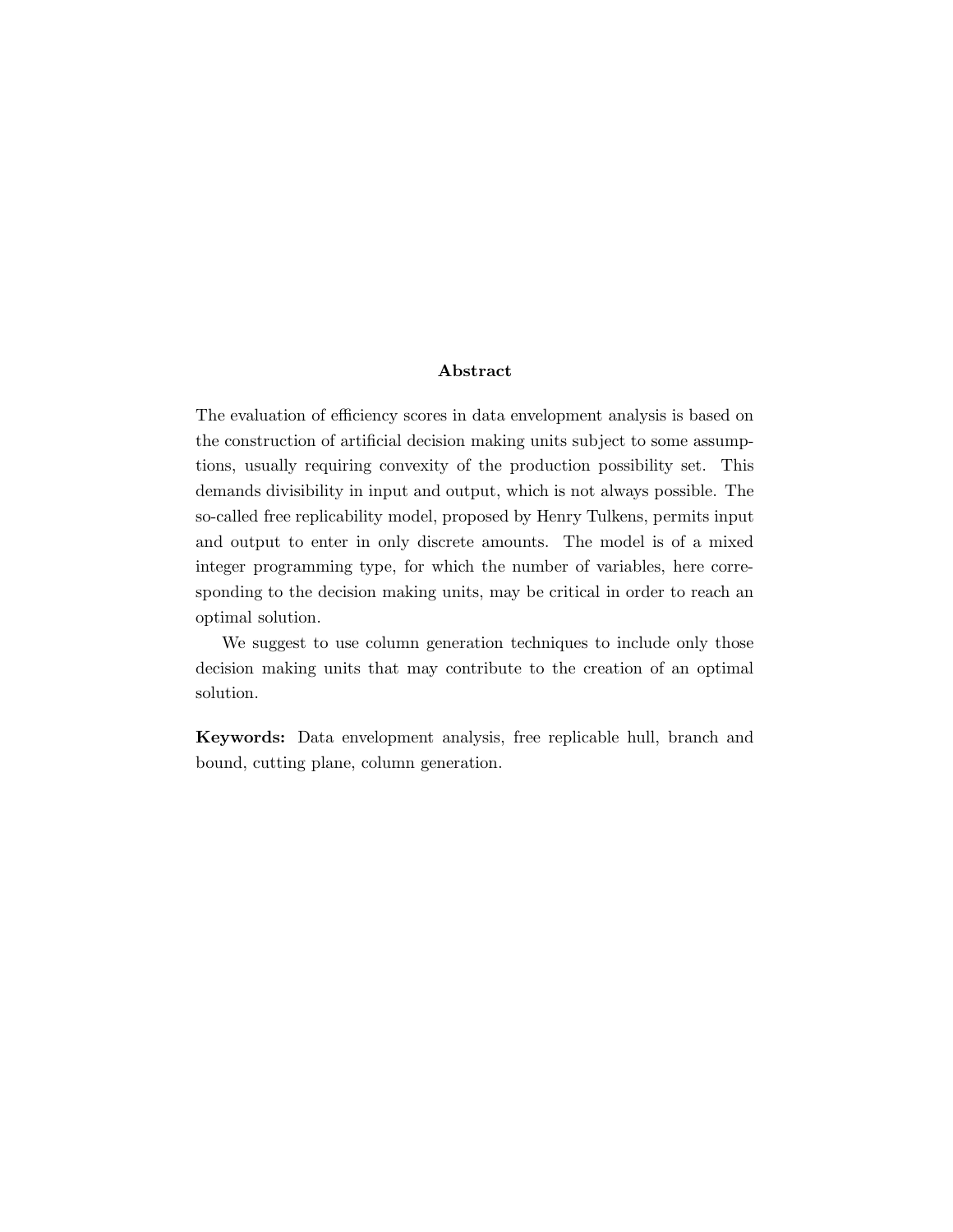## Abstract

The evaluation of efficiency scores in data envelopment analysis is based on the construction of artificial decision making units subject to some assumptions, usually requiring convexity of the production possibility set. This demands divisibility in input and output, which is not always possible. The so-called free replicability model, proposed by Henry Tulkens, permits input and output to enter in only discrete amounts. The model is of a mixed integer programming type, for which the number of variables, here corresponding to the decision making units, may be critical in order to reach an optimal solution.

We suggest to use column generation techniques to include only those decision making units that may contribute to the creation of an optimal solution.

**Keywords:** Data envelopment analysis, free replicable hull, branch and bound, cutting plane, column generation.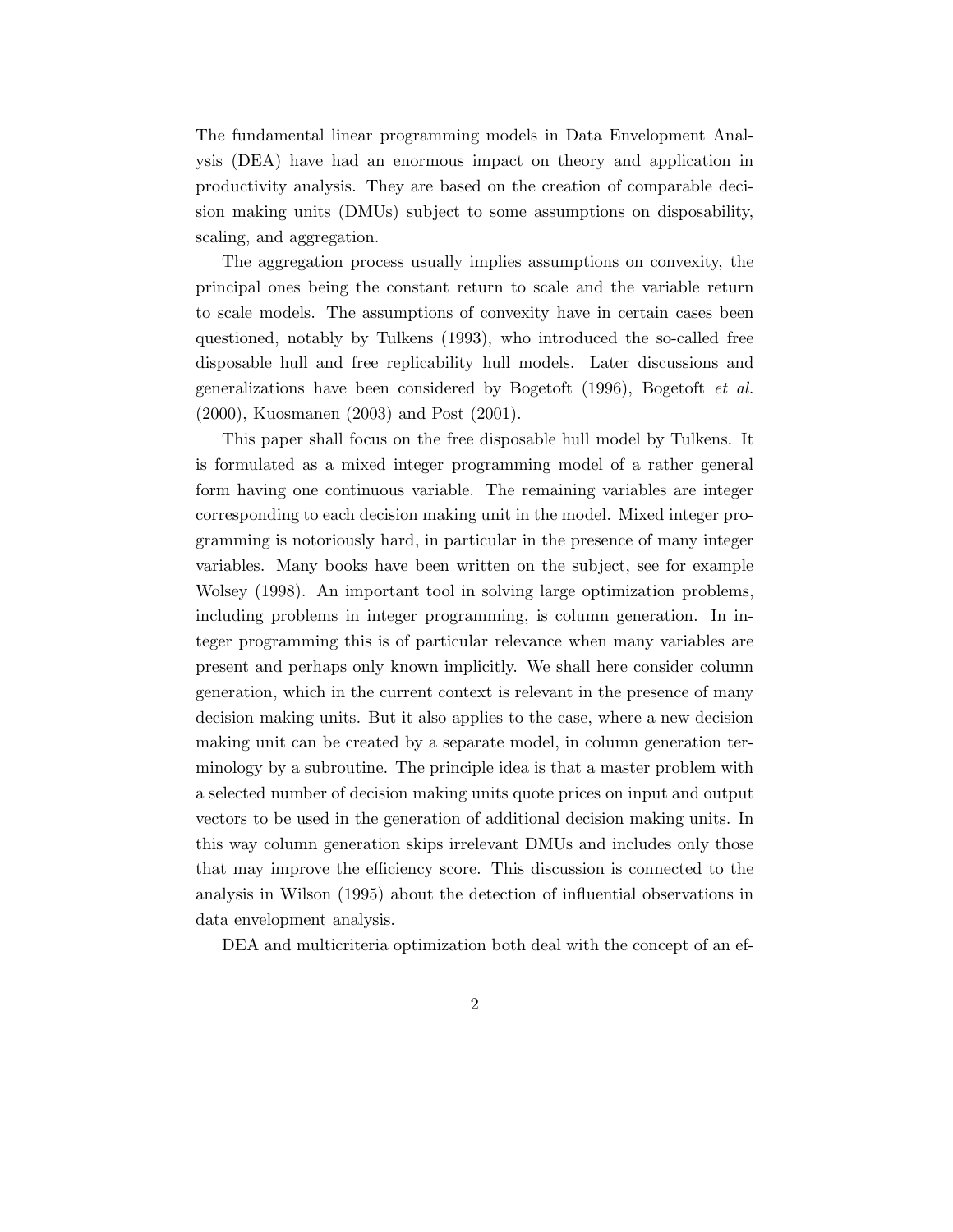The fundamental linear programming models in Data Envelopment Analysis (DEA) have had an enormous impact on theory and application in productivity analysis. They are based on the creation of comparable decision making units (DMUs) subject to some assumptions on disposability, scaling, and aggregation.

The aggregation process usually implies assumptions on convexity, the principal ones being the constant return to scale and the variable return to scale models. The assumptions of convexity have in certain cases been questioned, notably by Tulkens (1993), who introduced the so-called free disposable hull and free replicability hull models. Later discussions and generalizations have been considered by Bogetoft (1996), Bogetoft *et al.* (2000), Kuosmanen (2003) and Post (2001).

This paper shall focus on the free disposable hull model by Tulkens. It is formulated as a mixed integer programming model of a rather general form having one continuous variable. The remaining variables are integer corresponding to each decision making unit in the model. Mixed integer programming is notoriously hard, in particular in the presence of many integer variables. Many books have been written on the subject, see for example Wolsey (1998). An important tool in solving large optimization problems, including problems in integer programming, is column generation. In integer programming this is of particular relevance when many variables are present and perhaps only known implicitly. We shall here consider column generation, which in the current context is relevant in the presence of many decision making units. But it also applies to the case, where a new decision making unit can be created by a separate model, in column generation terminology by a subroutine. The principle idea is that a master problem with a selected number of decision making units quote prices on input and output vectors to be used in the generation of additional decision making units. In this way column generation skips irrelevant DMUs and includes only those that may improve the efficiency score. This discussion is connected to the analysis in Wilson (1995) about the detection of influential observations in data envelopment analysis.

DEA and multicriteria optimization both deal with the concept of an ef-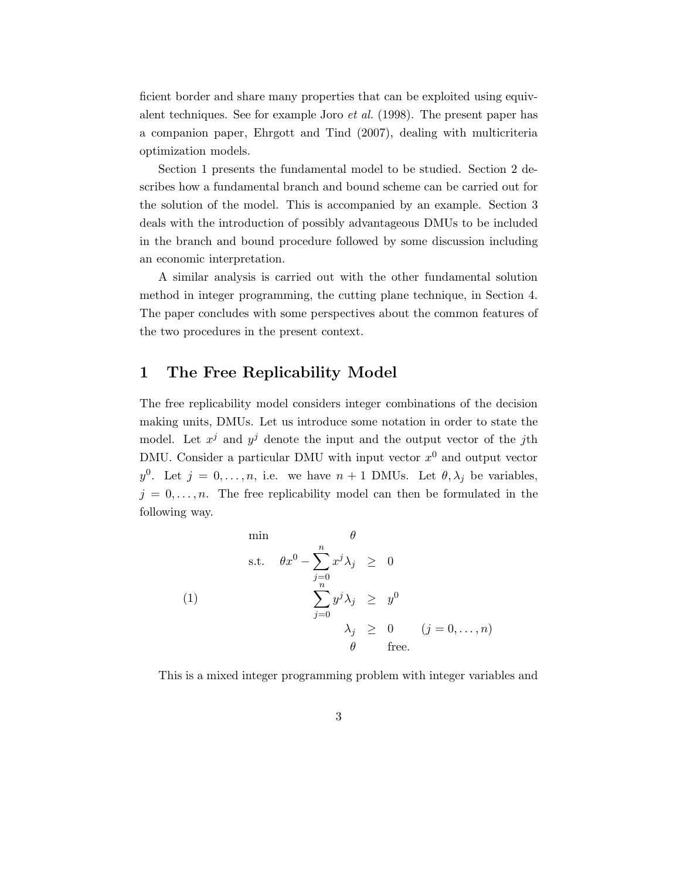ficient border and share many properties that can be exploited using equivalent techniques. See for example Joro *et al.* (1998). The present paper has a companion paper, Ehrgott and Tind (2007), dealing with multicriteria optimization models.

Section 1 presents the fundamental model to be studied. Section 2 describes how a fundamental branch and bound scheme can be carried out for the solution of the model. This is accompanied by an example. Section 3 deals with the introduction of possibly advantageous DMUs to be included in the branch and bound procedure followed by some discussion including an economic interpretation.

A similar analysis is carried out with the other fundamental solution method in integer programming, the cutting plane technique, in Section 4. The paper concludes with some perspectives about the common features of the two procedures in the present context.

## 1 The Free Replicability Model

The free replicability model considers integer combinations of the decision making units, DMUs. Let us introduce some notation in order to state the model. Let $x^j$ and $y^j$ denote the input and the output vector of the $j$th DMU. Consider a particular DMU with input vector $x^0$ and output vector $y^0$. Let $j = 0, \ldots, n$, i.e. we have $n+1$ DMUs. Let $\theta, \lambda_j$ be variables, $j = 0, \ldots, n$. The free replicability model can then be formulated in the following way.

$$
(1) \qquad
\begin{array}{lrcll}
\min & \theta & & & \\
\text{s.t.} & \theta x^0 - \sum_{j=0}^{n} x^j \lambda_j & \geq & 0 & \\
& \sum_{j=0}^{n} y^j \lambda_j & \geq & y^0 & \\
& \lambda_j & \geq & 0 & (j = 0, \ldots, n) \\
& \theta & & \text{free.} &
\end{array}
$$

This is a mixed integer programming problem with integer variables and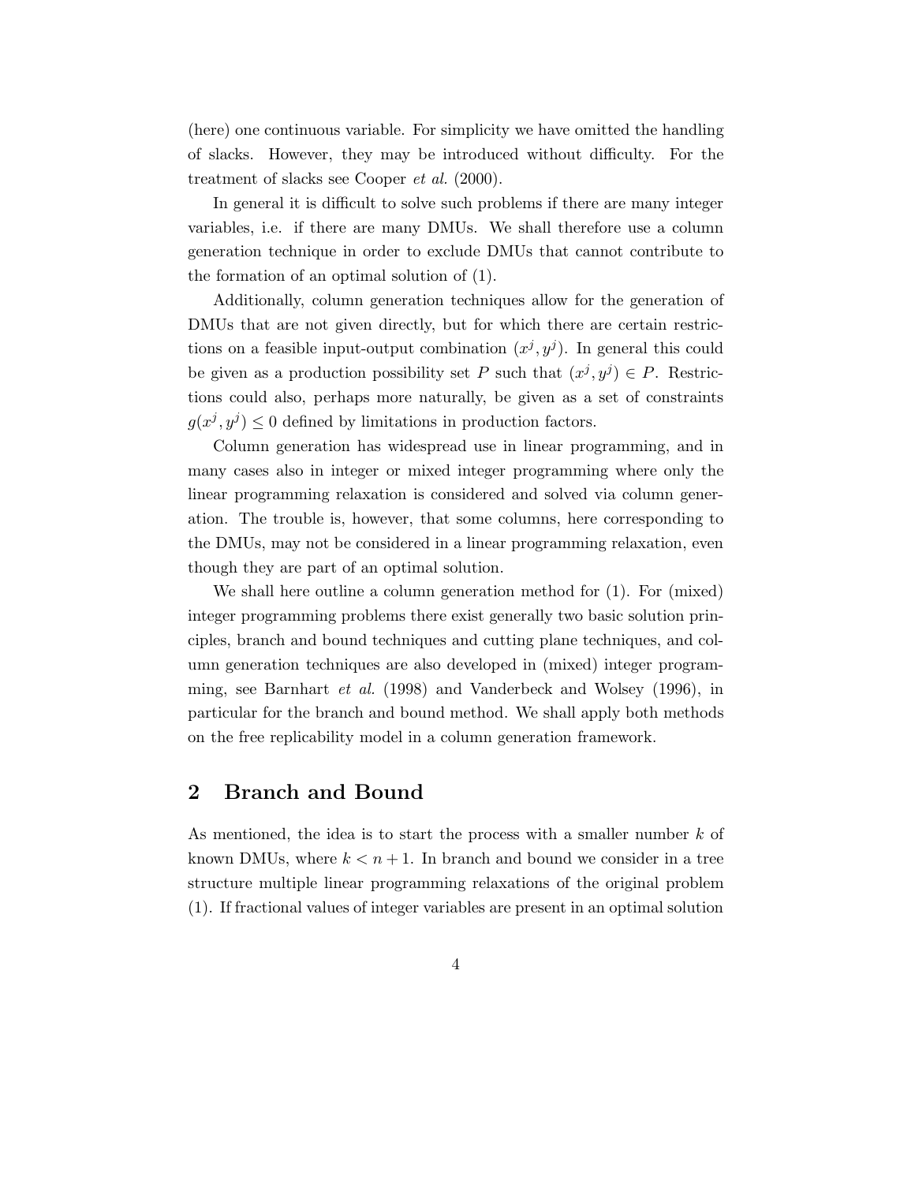(here) one continuous variable. For simplicity we have omitted the handling of slacks. However, they may be introduced without difficulty. For the treatment of slacks see Cooper *et al.* (2000).

In general it is difficult to solve such problems if there are many integer variables, i.e. if there are many DMUs. We shall therefore use a column generation technique in order to exclude DMUs that cannot contribute to the formation of an optimal solution of (1).

Additionally, column generation techniques allow for the generation of DMUs that are not given directly, but for which there are certain restrictions on a feasible input-output combination $(x^j, y^j)$. In general this could be given as a production possibility set $P$ such that $(x^j, y^j) \in P$. Restrictions could also, perhaps more naturally, be given as a set of constraints $g(x^j, y^j) \leq 0$ defined by limitations in production factors.

Column generation has widespread use in linear programming, and in many cases also in integer or mixed integer programming where only the linear programming relaxation is considered and solved via column generation. The trouble is, however, that some columns, here corresponding to the DMUs, may not be considered in a linear programming relaxation, even though they are part of an optimal solution.

We shall here outline a column generation method for (1). For (mixed) integer programming problems there exist generally two basic solution principles, branch and bound techniques and cutting plane techniques, and column generation techniques are also developed in (mixed) integer programming, see Barnhart *et al.* (1998) and Vanderbeck and Wolsey (1996), in particular for the branch and bound method. We shall apply both methods on the free replicability model in a column generation framework.

## 2 Branch and Bound

As mentioned, the idea is to start the process with a smaller number $k$ of known DMUs, where $k < n + 1$. In branch and bound we consider in a tree structure multiple linear programming relaxations of the original problem (1). If fractional values of integer variables are present in an optimal solution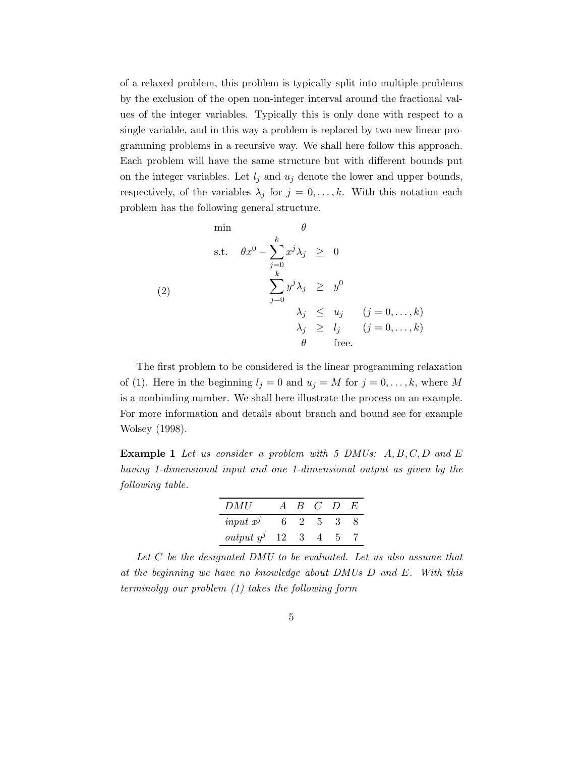of a relaxed problem, this problem is typically split into multiple problems by the exclusion of the open non-integer interval around the fractional values of the integer variables. Typically this is only done with respect to a single variable, and in this way a problem is replaced by two new linear programming problems in a recursive way. We shall here follow this approach. Each problem will have the same structure but with different bounds put on the integer variables. Let $l_j$ and $u_j$ denote the lower and upper bounds, respectively, of the variables $\lambda_j$ for $j = 0, \ldots, k$. With this notation each problem has the following general structure.

$$
(2) \qquad
\begin{array}{rrcll}
\min & & \theta & & \\
\text{s.t.} & \theta x^0 - \displaystyle\sum_{j=0}^{k} x^j \lambda_j & \geq & 0 & \\
& \displaystyle\sum_{j=0}^{k} y^j \lambda_j & \geq & y^0 & \\
& \lambda_j & \leq & u_j & (j = 0, \ldots, k) \\
& \lambda_j & \geq & l_j & (j = 0, \ldots, k) \\
& \theta & & \text{free.} &
\end{array}
$$

The first problem to be considered is the linear programming relaxation of (1). Here in the beginning $l_j = 0$ and $u_j = M$ for $j = 0, \ldots, k$, where $M$ is a nonbinding number. We shall here illustrate the process on an example. For more information and details about branch and bound see for example Wolsey (1998).

**Example 1** *Let us consider a problem with 5 DMUs: $A, B, C, D$ and $E$ having 1-dimensional input and one 1-dimensional output as given by the following table.*

| *DMU* | *A* | *B* | *C* | *D* | *E* |
|---|---|---|---|---|---|
| *input* $x^j$ | 6 | 2 | 5 | 3 | 8 |
| *output* $y^j$ | 12 | 3 | 4 | 5 | 7 |

*Let $C$ be the designated DMU to be evaluated. Let us also assume that at the beginning we have no knowledge about DMUs $D$ and $E$. With this terminolgy our problem (1) takes the following form*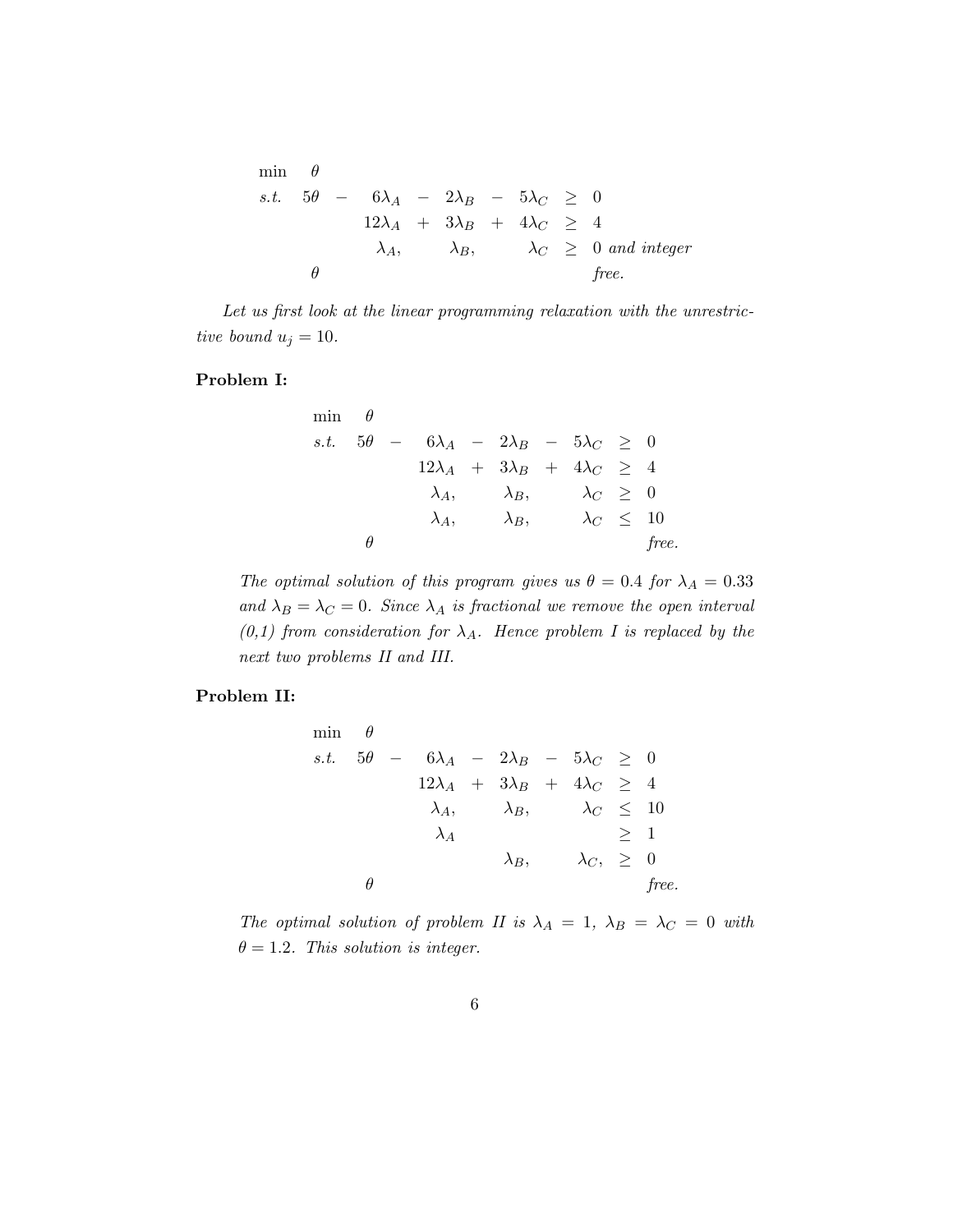$$
\begin{array}{llcccccccl}
\min & \theta & & & & & & & & \\
s.t. & 5\theta & - & 6\lambda_A & - & 2\lambda_B & - & 5\lambda_C & \geq & 0 \\
 & & & 12\lambda_A & + & 3\lambda_B & + & 4\lambda_C & \geq & 4 \\
 & & & \lambda_A, & & \lambda_B, & & \lambda_C & \geq & 0 \textit{ and integer} \\
 & \theta & & & & & & & & \textit{free.}
\end{array}
$$

*Let us first look at the linear programming relaxation with the unrestrictive bound $u_j = 10$.*

**Problem I:**

$$
\begin{array}{llcccccccl}
\min & \theta & & & & & & & & \\
s.t. & 5\theta & - & 6\lambda_A & - & 2\lambda_B & - & 5\lambda_C & \geq & 0 \\
 & & & 12\lambda_A & + & 3\lambda_B & + & 4\lambda_C & \geq & 4 \\
 & & & \lambda_A, & & \lambda_B, & & \lambda_C & \geq & 0 \\
 & & & \lambda_A, & & \lambda_B, & & \lambda_C & \leq & 10 \\
 & \theta & & & & & & & & \textit{free.}
\end{array}
$$

*The optimal solution of this program gives us $\theta = 0.4$ for $\lambda_A = 0.33$ and $\lambda_B = \lambda_C = 0$. Since $\lambda_A$ is fractional we remove the open interval (0,1) from consideration for $\lambda_A$. Hence problem I is replaced by the next two problems II and III.*

**Problem II:**

$$
\begin{array}{llcccccccl}
\min & \theta & & & & & & & & \\
s.t. & 5\theta & - & 6\lambda_A & - & 2\lambda_B & - & 5\lambda_C & \geq & 0 \\
 & & & 12\lambda_A & + & 3\lambda_B & + & 4\lambda_C & \geq & 4 \\
 & & & \lambda_A, & & \lambda_B, & & \lambda_C & \leq & 10 \\
 & & & \lambda_A & & & & & \geq & 1 \\
 & & & & & \lambda_B, & & \lambda_C, & \geq & 0 \\
 & \theta & & & & & & & & \textit{free.}
\end{array}
$$

*The optimal solution of problem II is $\lambda_A = 1$, $\lambda_B = \lambda_C = 0$ with $\theta = 1.2$. This solution is integer.*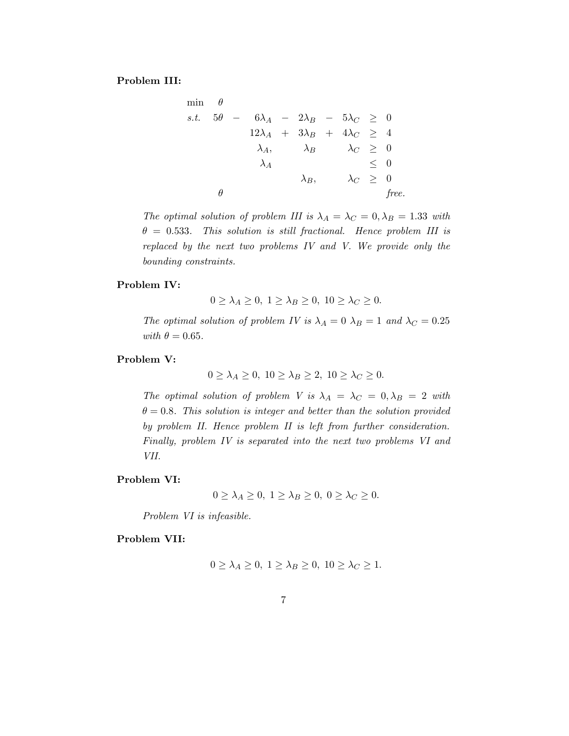**Problem III:**

$$
\begin{array}{llllllllll}
\min & \theta & & & & & & & & \\
s.t. & 5\theta & - & 6\lambda_A & - & 2\lambda_B & - & 5\lambda_C & \geq & 0 \\
 & & & 12\lambda_A & + & 3\lambda_B & + & 4\lambda_C & \geq & 4 \\
 & & & \lambda_A, & & \lambda_B & & \lambda_C & \geq & 0 \\
 & & & \lambda_A & & & & & \leq & 0 \\
 & & & & & \lambda_B, & & \lambda_C & \geq & 0 \\
 & \theta & & & & & & & & free.
\end{array}
$$

*The optimal solution of problem III is $\lambda_A = \lambda_C = 0, \lambda_B = 1.33$ with $\theta = 0.533$. This solution is still fractional. Hence problem III is replaced by the next two problems IV and V. We provide only the bounding constraints.*

**Problem IV:**

$$0 \geq \lambda_A \geq 0,\ 1 \geq \lambda_B \geq 0,\ 10 \geq \lambda_C \geq 0.$$

*The optimal solution of problem IV is $\lambda_A = 0$ $\lambda_B = 1$ and $\lambda_C = 0.25$ with $\theta = 0.65$.*

**Problem V:**

$$0 \geq \lambda_A \geq 0,\ 10 \geq \lambda_B \geq 2,\ 10 \geq \lambda_C \geq 0.$$

*The optimal solution of problem V is $\lambda_A = \lambda_C = 0, \lambda_B = 2$ with $\theta = 0.8$. This solution is integer and better than the solution provided by problem II. Hence problem II is left from further consideration. Finally, problem IV is separated into the next two problems VI and VII.*

**Problem VI:**

$$0 \geq \lambda_A \geq 0,\ 1 \geq \lambda_B \geq 0,\ 0 \geq \lambda_C \geq 0.$$

*Problem VI is infeasible.*

**Problem VII:**

$$0 \geq \lambda_A \geq 0,\ 1 \geq \lambda_B \geq 0,\ 10 \geq \lambda_C \geq 1.$$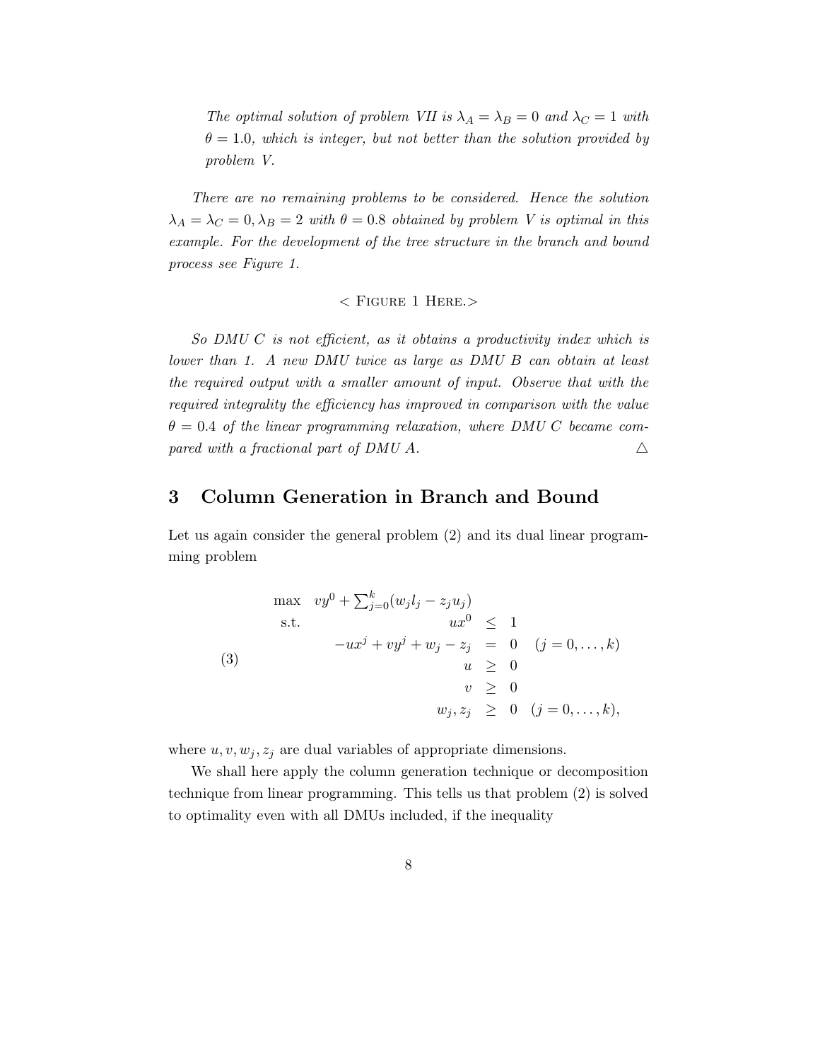*The optimal solution of problem VII is $\lambda_A = \lambda_B = 0$ and $\lambda_C = 1$ with $\theta = 1.0$, which is integer, but not better than the solution provided by problem V.*

*There are no remaining problems to be considered. Hence the solution $\lambda_A = \lambda_C = 0, \lambda_B = 2$ with $\theta = 0.8$ obtained by problem V is optimal in this example. For the development of the tree structure in the branch and bound process see Figure 1.*

< FIGURE 1 HERE.>

*So DMU C is not efficient, as it obtains a productivity index which is lower than 1. A new DMU twice as large as DMU B can obtain at least the required output with a smaller amount of input. Observe that with the required integrality the efficiency has improved in comparison with the value $\theta = 0.4$ of the linear programming relaxation, where DMU C became compared with a fractional part of DMU A.* △

## 3 Column Generation in Branch and Bound

Let us again consider the general problem (2) and its dual linear programming problem

$$
(3) \qquad
\begin{array}{lrcll}
\max & vy^0 + \sum_{j=0}^{k}(w_j l_j - z_j u_j) & & & \\
\text{s.t.} & ux^0 & \leq & 1 & \\
& -ux^j + vy^j + w_j - z_j & = & 0 & (j = 0, \ldots, k) \\
& u & \geq & 0 & \\
& v & \geq & 0 & \\
& w_j, z_j & \geq & 0 & (j = 0, \ldots, k),
\end{array}
$$

where $u, v, w_j, z_j$ are dual variables of appropriate dimensions.

We shall here apply the column generation technique or decomposition technique from linear programming. This tells us that problem (2) is solved to optimality even with all DMUs included, if the inequality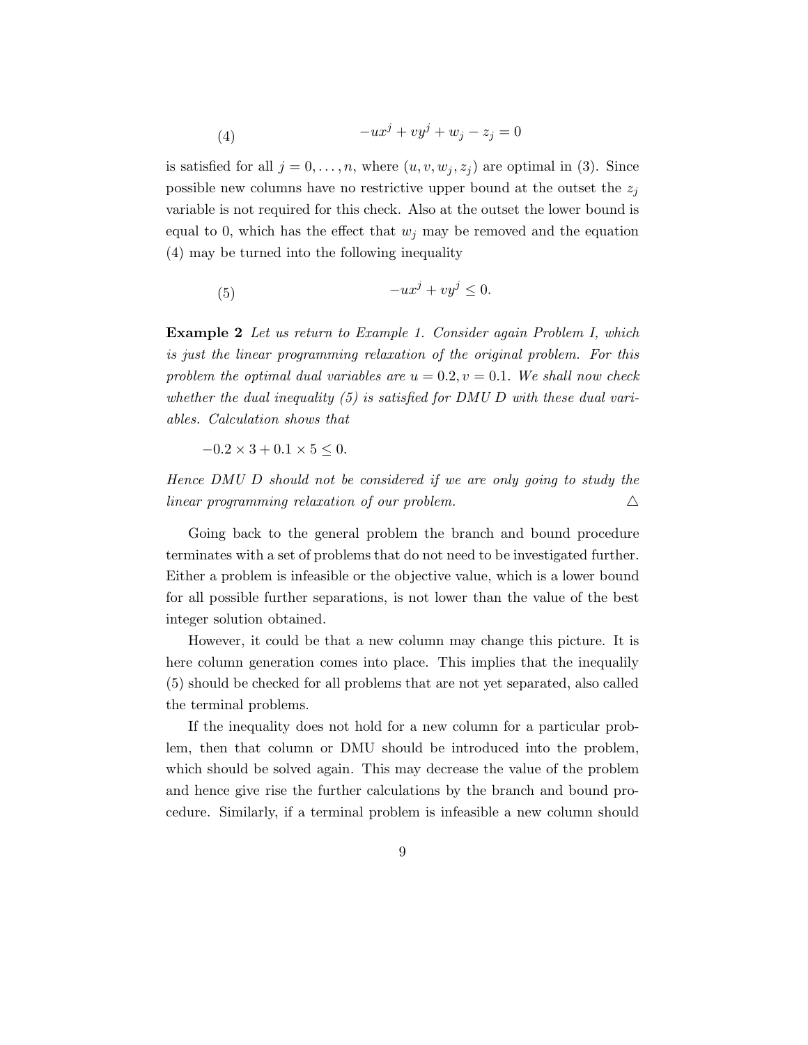$$(4) \qquad -ux^j + vy^j + w_j - z_j = 0$$

is satisfied for all $j = 0, \ldots, n$, where $(u, v, w_j, z_j)$ are optimal in (3). Since possible new columns have no restrictive upper bound at the outset the $z_j$ variable is not required for this check. Also at the outset the lower bound is equal to 0, which has the effect that $w_j$ may be removed and the equation (4) may be turned into the following inequality

$$(5) \qquad -ux^j + vy^j \leq 0.$$

**Example 2** *Let us return to Example 1. Consider again Problem I, which is just the linear programming relaxation of the original problem. For this problem the optimal dual variables are $u = 0.2, v = 0.1$. We shall now check whether the dual inequality (5) is satisfied for DMU D with these dual variables. Calculation shows that*

$$-0.2 \times 3 + 0.1 \times 5 \leq 0.$$

*Hence DMU D should not be considered if we are only going to study the linear programming relaxation of our problem.* △

Going back to the general problem the branch and bound procedure terminates with a set of problems that do not need to be investigated further. Either a problem is infeasible or the objective value, which is a lower bound for all possible further separations, is not lower than the value of the best integer solution obtained.

However, it could be that a new column may change this picture. It is here column generation comes into place. This implies that the inequalily (5) should be checked for all problems that are not yet separated, also called the terminal problems.

If the inequality does not hold for a new column for a particular problem, then that column or DMU should be introduced into the problem, which should be solved again. This may decrease the value of the problem and hence give rise the further calculations by the branch and bound procedure. Similarly, if a terminal problem is infeasible a new column should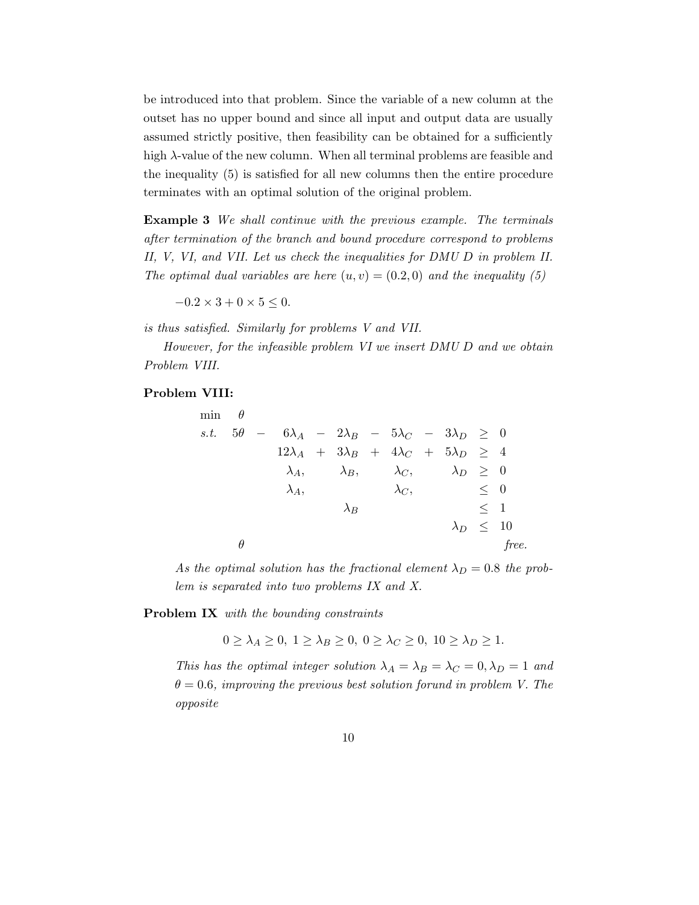be introduced into that problem. Since the variable of a new column at the outset has no upper bound and since all input and output data are usually assumed strictly positive, then feasibility can be obtained for a sufficiently high $\lambda$-value of the new column. When all terminal problems are feasible and the inequality (5) is satisfied for all new columns then the entire procedure terminates with an optimal solution of the original problem.

**Example 3** *We shall continue with the previous example. The terminals after termination of the branch and bound procedure correspond to problems II, V, VI, and VII. Let us check the inequalities for DMU D in problem II. The optimal dual variables are here $(u, v) = (0.2, 0)$ and the inequality (5)*

$$-0.2 \times 3 + 0 \times 5 \leq 0.$$

*is thus satisfied. Similarly for problems V and VII.*

*However, for the infeasible problem VI we insert DMU D and we obtain Problem VIII.*

**Problem VIII:**

$$
\begin{array}{llcccccccccc}
\min & \theta & & & & & & & & & & \\
s.t. & 5\theta & - & 6\lambda_A & - & 2\lambda_B & - & 5\lambda_C & - & 3\lambda_D & \geq & 0 \\
 & & & 12\lambda_A & + & 3\lambda_B & + & 4\lambda_C & + & 5\lambda_D & \geq & 4 \\
 & & & \lambda_A, & & \lambda_B, & & \lambda_C, & & \lambda_D & \geq & 0 \\
 & & & \lambda_A, & & & & \lambda_C, & & & \leq & 0 \\
 & & & & & \lambda_B & & & & & \leq & 1 \\
 & & & & & & & & & \lambda_D & \leq & 10 \\
 & \theta & & & & & & & & & & \textit{free.}
\end{array}
$$

*As the optimal solution has the fractional element $\lambda_D = 0.8$ the problem is separated into two problems IX and X.*

**Problem IX** *with the bounding constraints*

$$0 \geq \lambda_A \geq 0,\ 1 \geq \lambda_B \geq 0,\ 0 \geq \lambda_C \geq 0,\ 10 \geq \lambda_D \geq 1.$$

*This has the optimal integer solution $\lambda_A = \lambda_B = \lambda_C = 0, \lambda_D = 1$ and $\theta = 0.6$, improving the previous best solution forund in problem V. The opposite*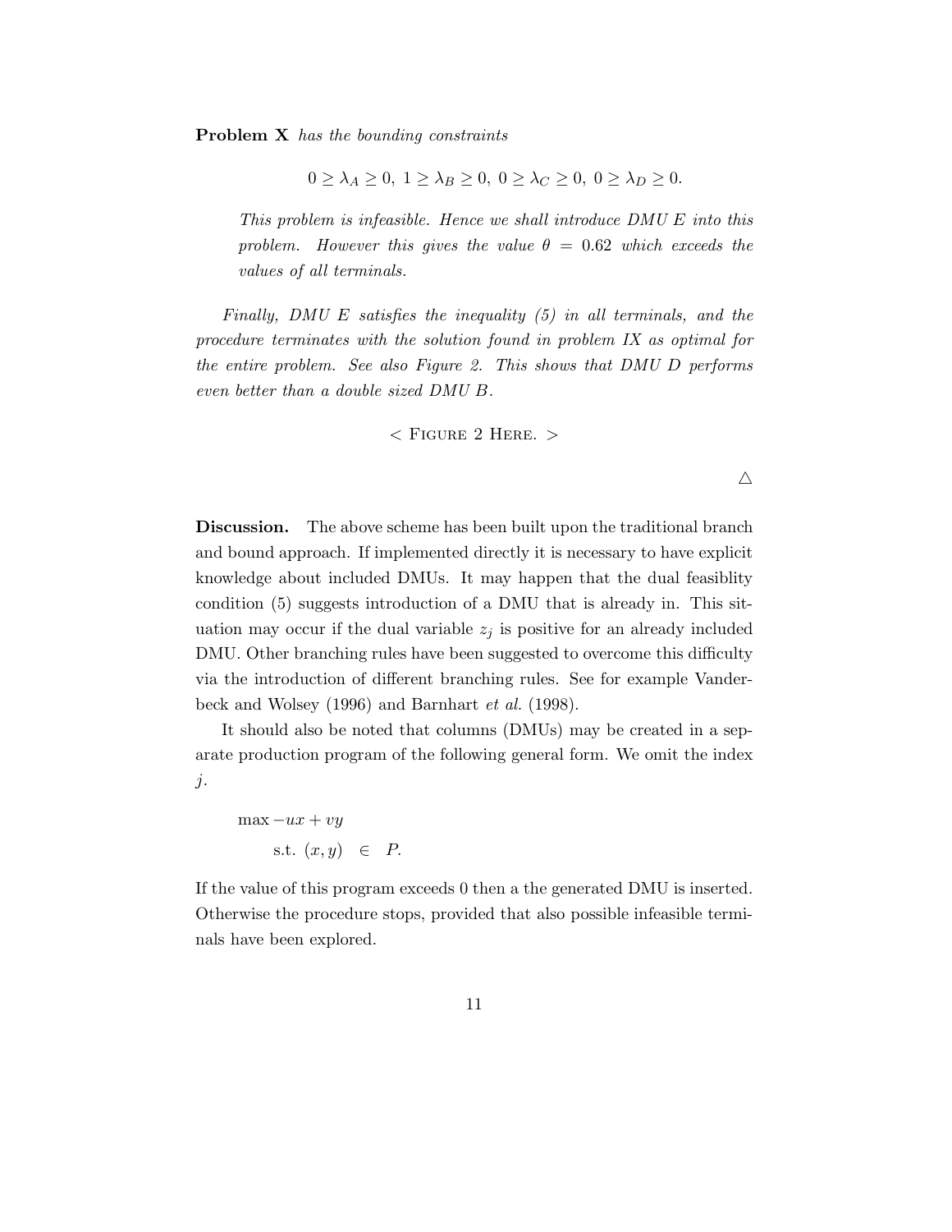**Problem X** *has the bounding constraints*

$$0 \geq \lambda_A \geq 0,\ 1 \geq \lambda_B \geq 0,\ 0 \geq \lambda_C \geq 0,\ 0 \geq \lambda_D \geq 0.$$

> *This problem is infeasible. Hence we shall introduce DMU E into this problem. However this gives the value $\theta = 0.62$ which exceeds the values of all terminals.*

*Finally, DMU E satisfies the inequality (5) in all terminals, and the procedure terminates with the solution found in problem IX as optimal for the entire problem. See also Figure 2. This shows that DMU D performs even better than a double sized DMU B.*

< Figure 2 Here. >

△

**Discussion.** The above scheme has been built upon the traditional branch and bound approach. If implemented directly it is necessary to have explicit knowledge about included DMUs. It may happen that the dual feasiblity condition (5) suggests introduction of a DMU that is already in. This situation may occur if the dual variable $z_j$ is positive for an already included DMU. Other branching rules have been suggested to overcome this difficulty via the introduction of different branching rules. See for example Vanderbeck and Wolsey (1996) and Barnhart *et al.* (1998).

It should also be noted that columns (DMUs) may be created in a separate production program of the following general form. We omit the index $j$.

$$\begin{aligned} \max\ & -ux + vy \\ \text{s.t. }\ & (x, y) \in P. \end{aligned}$$

If the value of this program exceeds 0 then a the generated DMU is inserted. Otherwise the procedure stops, provided that also possible infeasible terminals have been explored.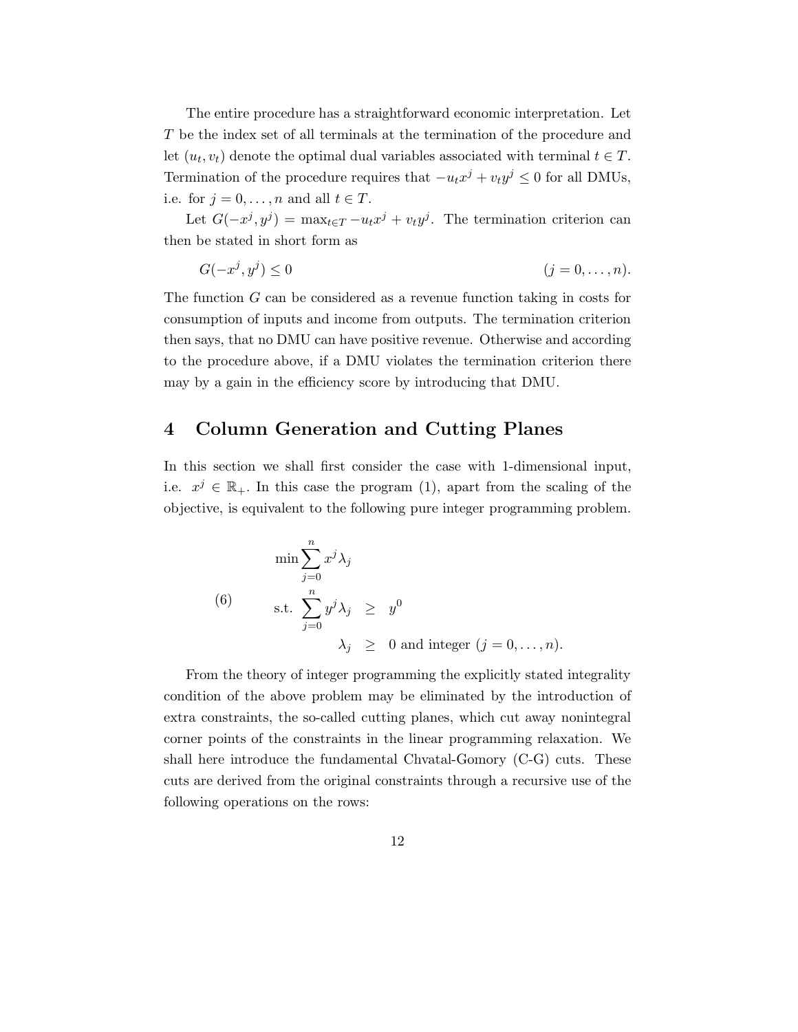The entire procedure has a straightforward economic interpretation. Let $T$ be the index set of all terminals at the termination of the procedure and let $(u_t, v_t)$ denote the optimal dual variables associated with terminal $t \in T$. Termination of the procedure requires that $-u_t x^j + v_t y^j \leq 0$ for all DMUs, i.e. for $j = 0, \ldots, n$ and all $t \in T$.

Let $G(-x^j, y^j) = \max_{t \in T} -u_t x^j + v_t y^j$. The termination criterion can then be stated in short form as

$$G(-x^j, y^j) \leq 0 \qquad (j = 0, \ldots, n).$$

The function $G$ can be considered as a revenue function taking in costs for consumption of inputs and income from outputs. The termination criterion then says, that no DMU can have positive revenue. Otherwise and according to the procedure above, if a DMU violates the termination criterion there may by a gain in the efficiency score by introducing that DMU.

## 4 Column Generation and Cutting Planes

In this section we shall first consider the case with 1-dimensional input, i.e. $x^j \in \mathbb{R}_+$. In this case the program (1), apart from the scaling of the objective, is equivalent to the following pure integer programming problem.

$$(6) \qquad \begin{aligned} \min \sum_{j=0}^{n} x^j \lambda_j & \\ \text{s.t. } \sum_{j=0}^{n} y^j \lambda_j \ &\geq \ y^0 \\ \lambda_j \ &\geq \ 0 \text{ and integer } (j = 0, \ldots, n). \end{aligned}$$

From the theory of integer programming the explicitly stated integrality condition of the above problem may be eliminated by the introduction of extra constraints, the so-called cutting planes, which cut away nonintegral corner points of the constraints in the linear programming relaxation. We shall here introduce the fundamental Chvatal-Gomory (C-G) cuts. These cuts are derived from the original constraints through a recursive use of the following operations on the rows: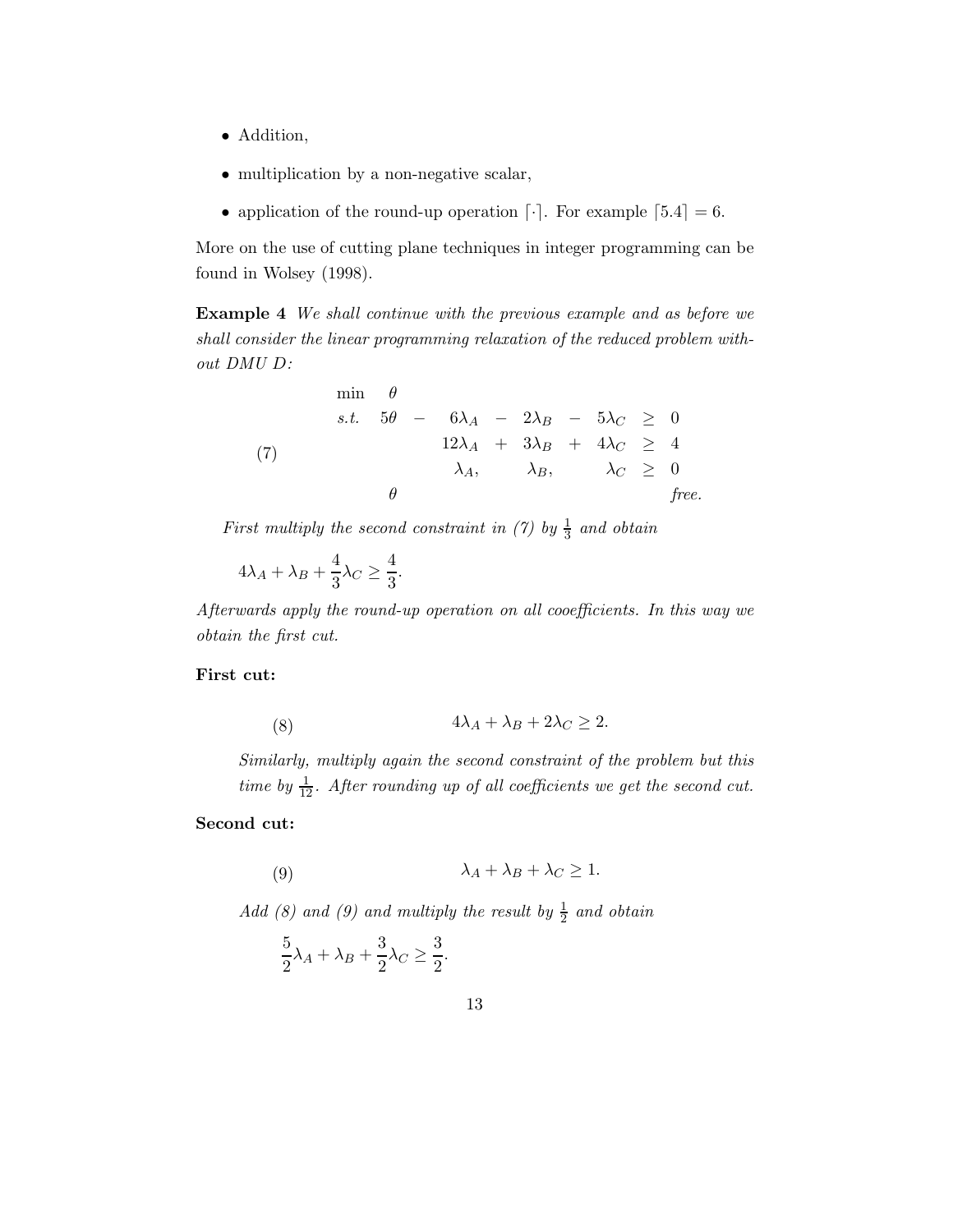- Addition,
- multiplication by a non-negative scalar,
- application of the round-up operation $\lceil \cdot \rceil$. For example $\lceil 5.4 \rceil = 6$.

More on the use of cutting plane techniques in integer programming can be found in Wolsey (1998).

**Example 4** *We shall continue with the previous example and as before we shall consider the linear programming relaxation of the reduced problem without DMU D:*

$$
(7) \qquad
\begin{array}{lrcrcrcrcl}
\min & \theta & & & & & & & & \\
s.t. & 5\theta & - & 6\lambda_A & - & 2\lambda_B & - & 5\lambda_C & \geq & 0 \\
 & & & 12\lambda_A & + & 3\lambda_B & + & 4\lambda_C & \geq & 4 \\
 & & & \lambda_A, & & \lambda_B, & & \lambda_C & \geq & 0 \\
 & \theta & & & & & & & & \textit{free.}
\end{array}
$$

*First multiply the second constraint in (7) by $\frac{1}{3}$ and obtain*

$$4\lambda_A + \lambda_B + \frac{4}{3}\lambda_C \geq \frac{4}{3}.$$

*Afterwards apply the round-up operation on all cooefficients. In this way we obtain the first cut.*

**First cut:**

$$(8) \qquad 4\lambda_A + \lambda_B + 2\lambda_C \geq 2.$$

*Similarly, multiply again the second constraint of the problem but this time by $\frac{1}{12}$. After rounding up of all coefficients we get the second cut.*

**Second cut:**

$$(9) \qquad \lambda_A + \lambda_B + \lambda_C \geq 1.$$

*Add (8) and (9) and multiply the result by $\frac{1}{2}$ and obtain*

$$\frac{5}{2}\lambda_A + \lambda_B + \frac{3}{2}\lambda_C \geq \frac{3}{2}.$$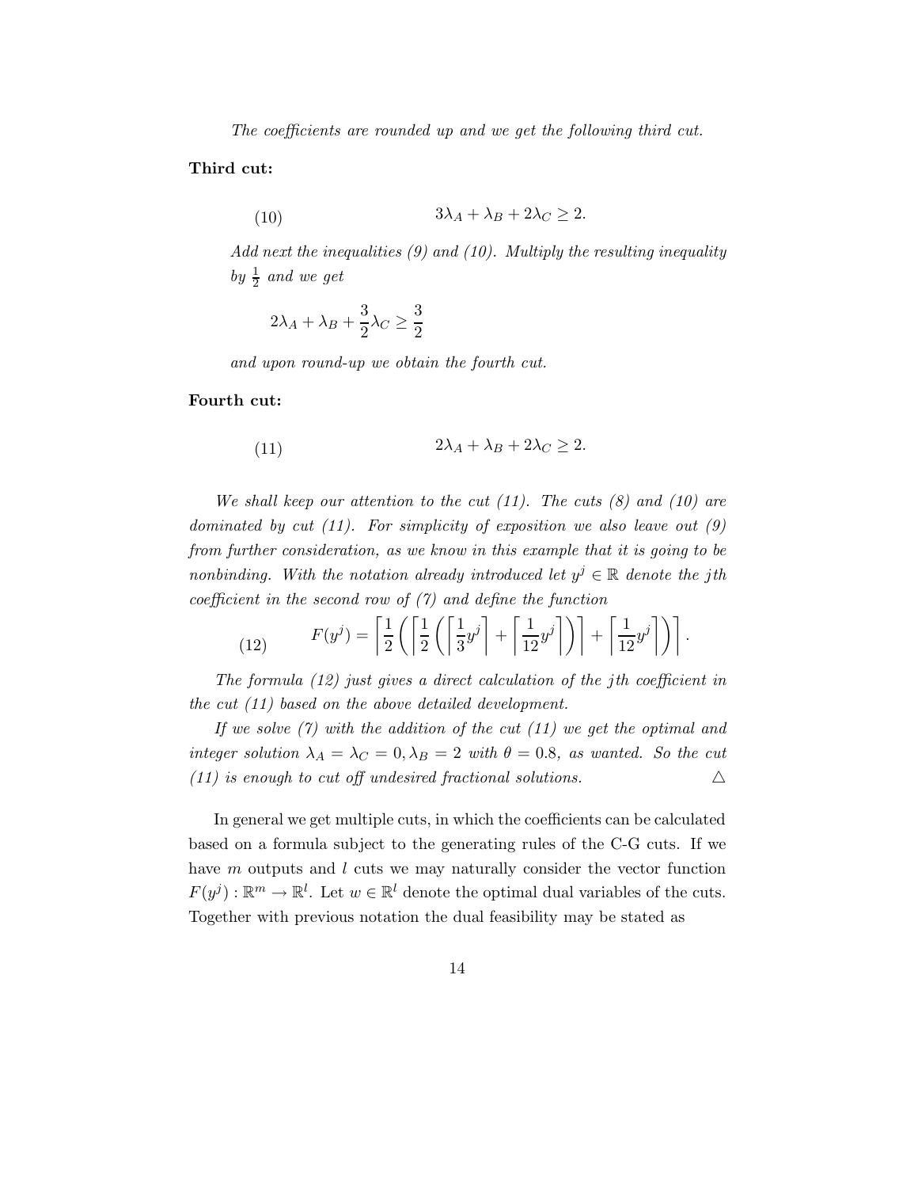*The coefficients are rounded up and we get the following third cut.*

**Third cut:**

$$3\lambda_A + \lambda_B + 2\lambda_C \geq 2. \tag{10}$$

*Add next the inequalities (9) and (10). Multiply the resulting inequality by $\frac{1}{2}$ and we get*

$$2\lambda_A + \lambda_B + \frac{3}{2}\lambda_C \geq \frac{3}{2}$$

*and upon round-up we obtain the fourth cut.*

**Fourth cut:**

$$2\lambda_A + \lambda_B + 2\lambda_C \geq 2. \tag{11}$$

*We shall keep our attention to the cut (11). The cuts (8) and (10) are dominated by cut (11). For simplicity of exposition we also leave out (9) from further consideration, as we know in this example that it is going to be nonbinding. With the notation already introduced let $y^j \in \mathbb{R}$ denote the $j$th coefficient in the second row of (7) and define the function*

$$F(y^j) = \left\lceil \frac{1}{2}\left( \left\lceil \frac{1}{2}\left( \left\lceil \frac{1}{3}y^j \right\rceil + \left\lceil \frac{1}{12}y^j \right\rceil \right) \right\rceil + \left\lceil \frac{1}{12}y^j \right\rceil \right) \right\rceil. \tag{12}$$

*The formula (12) just gives a direct calculation of the $j$th coefficient in the cut (11) based on the above detailed development.*

*If we solve (7) with the addition of the cut (11) we get the optimal and integer solution $\lambda_A = \lambda_C = 0, \lambda_B = 2$ with $\theta = 0.8$, as wanted. So the cut (11) is enough to cut off undesired fractional solutions.* △

In general we get multiple cuts, in which the coefficients can be calculated based on a formula subject to the generating rules of the C-G cuts. If we have $m$ outputs and $l$ cuts we may naturally consider the vector function $F(y^j) : \mathbb{R}^m \to \mathbb{R}^l$. Let $w \in \mathbb{R}^l$ denote the optimal dual variables of the cuts. Together with previous notation the dual feasibility may be stated as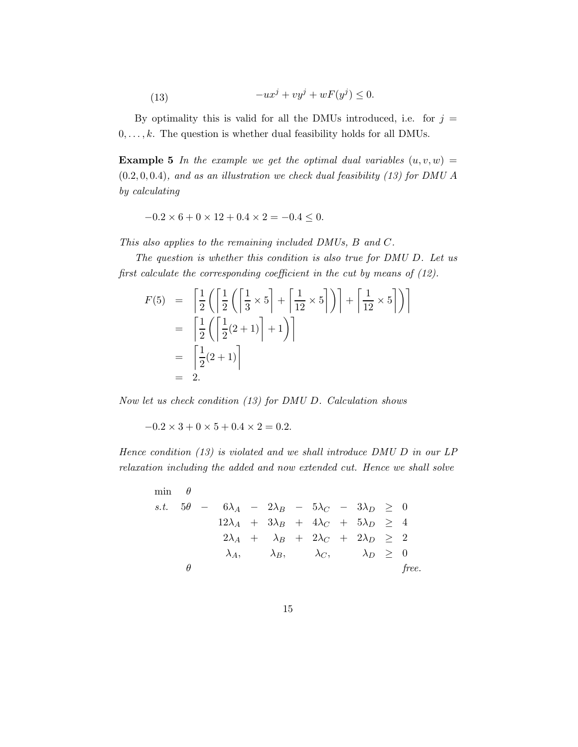$$
-ux^j + vy^j + wF(y^j) \leq 0. \tag{13}
$$

By optimality this is valid for all the DMUs introduced, i.e. for $j = 0, \ldots, k$. The question is whether dual feasibility holds for all DMUs.

**Example 5** *In the example we get the optimal dual variables* $(u, v, w) = (0.2, 0, 0.4)$*, and as an illustration we check dual feasibility (13) for DMU A by calculating*

$$
-0.2 \times 6 + 0 \times 12 + 0.4 \times 2 = -0.4 \leq 0.
$$

*This also applies to the remaining included DMUs, B and C.*

*The question is whether this condition is also true for DMU D. Let us first calculate the corresponding coefficient in the cut by means of (12).*

$$
\begin{aligned}
F(5) &= \left\lceil \frac{1}{2}\left( \left\lceil \frac{1}{2}\left( \left\lceil \frac{1}{3} \times 5 \right\rceil + \left\lceil \frac{1}{12} \times 5 \right\rceil \right) \right\rceil + \left\lceil \frac{1}{12} \times 5 \right\rceil \right) \right\rceil \\
&= \left\lceil \frac{1}{2}\left( \left\lceil \frac{1}{2}(2+1) \right\rceil + 1 \right) \right\rceil \\
&= \left\lceil \frac{1}{2}(2+1) \right\rceil \\
&= 2.
\end{aligned}
$$

*Now let us check condition (13) for DMU D. Calculation shows*

$$
-0.2 \times 3 + 0 \times 5 + 0.4 \times 2 = 0.2.
$$

*Hence condition (13) is violated and we shall introduce DMU D in our LP relaxation including the added and now extended cut. Hence we shall solve*

$$
\begin{array}{lllllllllll}
\min & \theta & & & & & & & & & \\
s.t. & 5\theta & - & 6\lambda_A & - & 2\lambda_B & - & 5\lambda_C & - & 3\lambda_D & \geq & 0 \\
& & & 12\lambda_A & + & 3\lambda_B & + & 4\lambda_C & + & 5\lambda_D & \geq & 4 \\
& & & 2\lambda_A & + & \lambda_B & + & 2\lambda_C & + & 2\lambda_D & \geq & 2 \\
& & & \lambda_A, & & \lambda_B, & & \lambda_C, & & \lambda_D & \geq & 0 \\
& \theta & & & & & & & & & & \textit{free.}
\end{array}
$$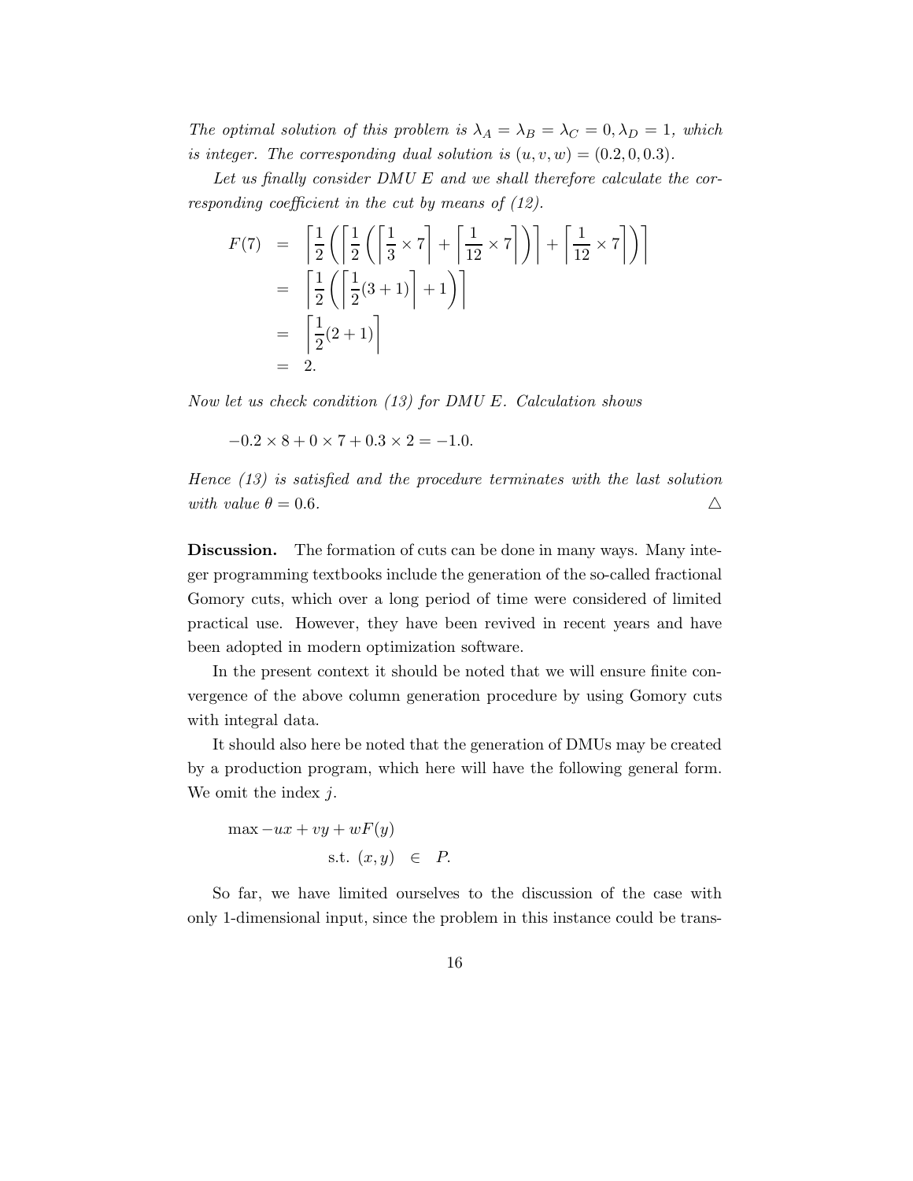*The optimal solution of this problem is $\lambda_A = \lambda_B = \lambda_C = 0, \lambda_D = 1$, which is integer. The corresponding dual solution is $(u, v, w) = (0.2, 0, 0.3)$.*

*Let us finally consider DMU E and we shall therefore calculate the corresponding coefficient in the cut by means of (12).*

$$
\begin{aligned}
F(7) &= \left\lceil \frac{1}{2}\left( \left\lceil \frac{1}{2}\left( \left\lceil \frac{1}{3} \times 7 \right\rceil + \left\lceil \frac{1}{12} \times 7 \right\rceil \right) \right\rceil + \left\lceil \frac{1}{12} \times 7 \right\rceil \right) \right\rceil \\
&= \left\lceil \frac{1}{2}\left( \left\lceil \frac{1}{2}(3+1) \right\rceil + 1 \right) \right\rceil \\
&= \left\lceil \frac{1}{2}(2+1) \right\rceil \\
&= 2.
\end{aligned}
$$

*Now let us check condition (13) for DMU E. Calculation shows*

$$-0.2 \times 8 + 0 \times 7 + 0.3 \times 2 = -1.0.$$

*Hence (13) is satisfied and the procedure terminates with the last solution with value $\theta = 0.6$.* △

**Discussion.** The formation of cuts can be done in many ways. Many integer programming textbooks include the generation of the so-called fractional Gomory cuts, which over a long period of time were considered of limited practical use. However, they have been revived in recent years and have been adopted in modern optimization software.

In the present context it should be noted that we will ensure finite convergence of the above column generation procedure by using Gomory cuts with integral data.

It should also here be noted that the generation of DMUs may be created by a production program, which here will have the following general form. We omit the index $j$.

$$
\begin{aligned}
\max\ & -ux + vy + wF(y) \\
\text{s.t.}\ & (x, y) \in P.
\end{aligned}
$$

So far, we have limited ourselves to the discussion of the case with only 1-dimensional input, since the problem in this instance could be trans-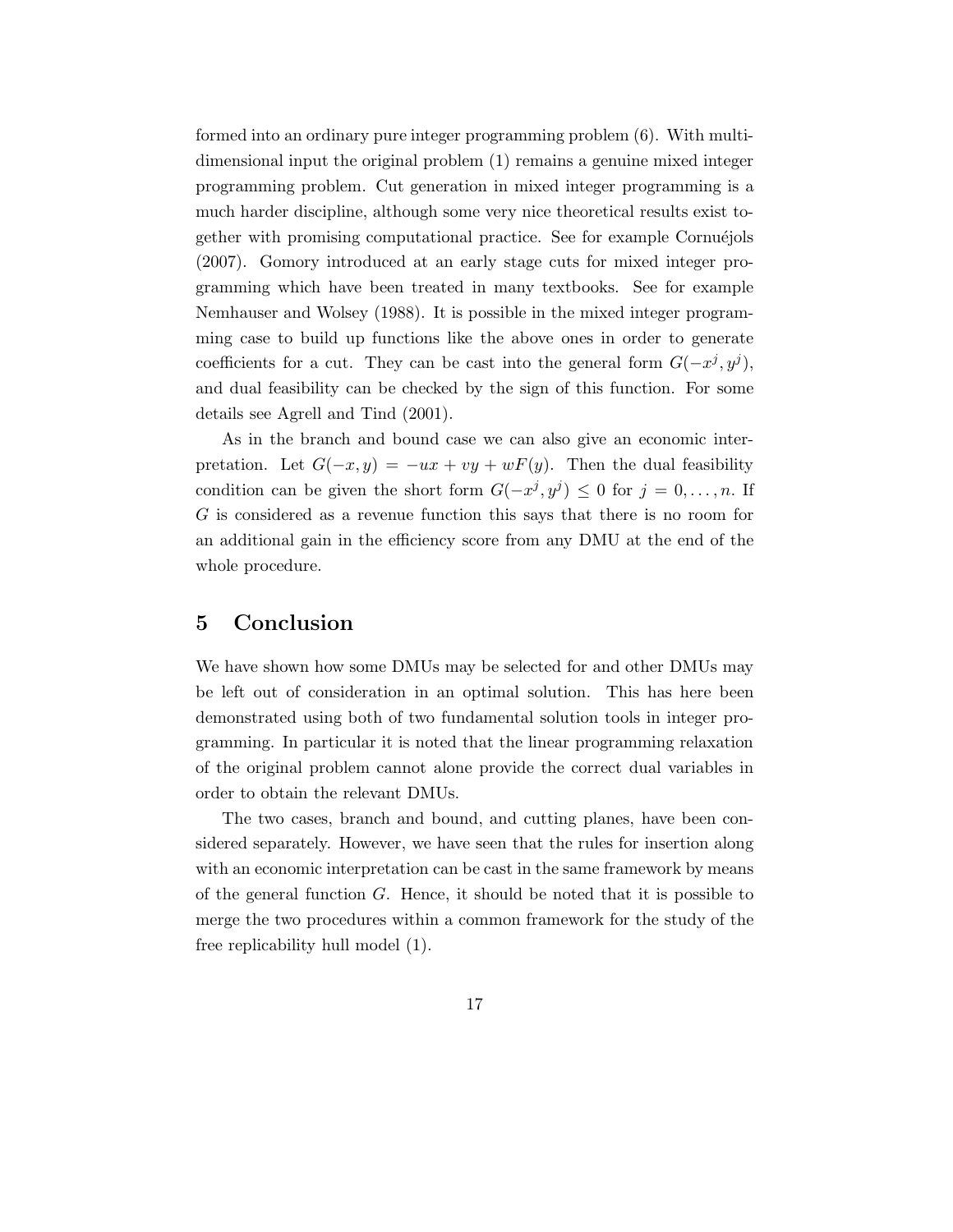formed into an ordinary pure integer programming problem (6). With multidimensional input the original problem (1) remains a genuine mixed integer programming problem. Cut generation in mixed integer programming is a much harder discipline, although some very nice theoretical results exist together with promising computational practice. See for example Cornuéjols (2007). Gomory introduced at an early stage cuts for mixed integer programming which have been treated in many textbooks. See for example Nemhauser and Wolsey (1988). It is possible in the mixed integer programming case to build up functions like the above ones in order to generate coefficients for a cut. They can be cast into the general form $G(-x^j, y^j)$, and dual feasibility can be checked by the sign of this function. For some details see Agrell and Tind (2001).

As in the branch and bound case we can also give an economic interpretation. Let $G(-x, y) = -ux + vy + wF(y)$. Then the dual feasibility condition can be given the short form $G(-x^j, y^j) \leq 0$ for $j = 0, \ldots, n$. If $G$ is considered as a revenue function this says that there is no room for an additional gain in the efficiency score from any DMU at the end of the whole procedure.

## 5 Conclusion

We have shown how some DMUs may be selected for and other DMUs may be left out of consideration in an optimal solution. This has here been demonstrated using both of two fundamental solution tools in integer programming. In particular it is noted that the linear programming relaxation of the original problem cannot alone provide the correct dual variables in order to obtain the relevant DMUs.

The two cases, branch and bound, and cutting planes, have been considered separately. However, we have seen that the rules for insertion along with an economic interpretation can be cast in the same framework by means of the general function $G$. Hence, it should be noted that it is possible to merge the two procedures within a common framework for the study of the free replicability hull model (1).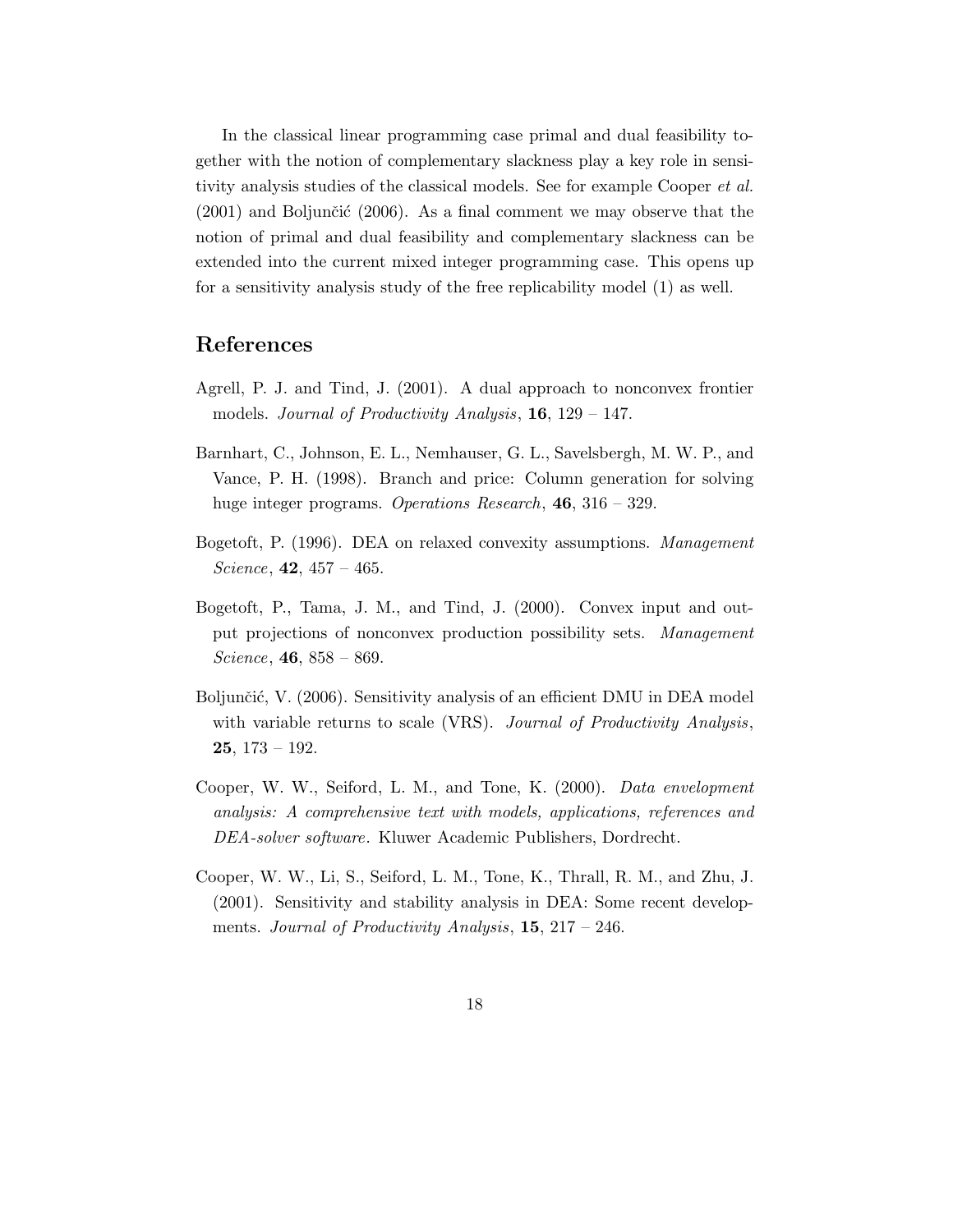In the classical linear programming case primal and dual feasibility together with the notion of complementary slackness play a key role in sensitivity analysis studies of the classical models. See for example Cooper *et al.* (2001) and Boljunčić (2006). As a final comment we may observe that the notion of primal and dual feasibility and complementary slackness can be extended into the current mixed integer programming case. This opens up for a sensitivity analysis study of the free replicability model (1) as well.

## References

Agrell, P. J. and Tind, J. (2001). A dual approach to nonconvex frontier models. *Journal of Productivity Analysis*, **16**, 129 – 147.

Barnhart, C., Johnson, E. L., Nemhauser, G. L., Savelsbergh, M. W. P., and Vance, P. H. (1998). Branch and price: Column generation for solving huge integer programs. *Operations Research*, **46**, 316 – 329.

Bogetoft, P. (1996). DEA on relaxed convexity assumptions. *Management Science*, **42**, 457 – 465.

Bogetoft, P., Tama, J. M., and Tind, J. (2000). Convex input and output projections of nonconvex production possibility sets. *Management Science*, **46**, 858 – 869.

Boljunčić, V. (2006). Sensitivity analysis of an efficient DMU in DEA model with variable returns to scale (VRS). *Journal of Productivity Analysis*, **25**, 173 – 192.

Cooper, W. W., Seiford, L. M., and Tone, K. (2000). *Data envelopment analysis: A comprehensive text with models, applications, references and DEA-solver software*. Kluwer Academic Publishers, Dordrecht.

Cooper, W. W., Li, S., Seiford, L. M., Tone, K., Thrall, R. M., and Zhu, J. (2001). Sensitivity and stability analysis in DEA: Some recent developments. *Journal of Productivity Analysis*, **15**, 217 – 246.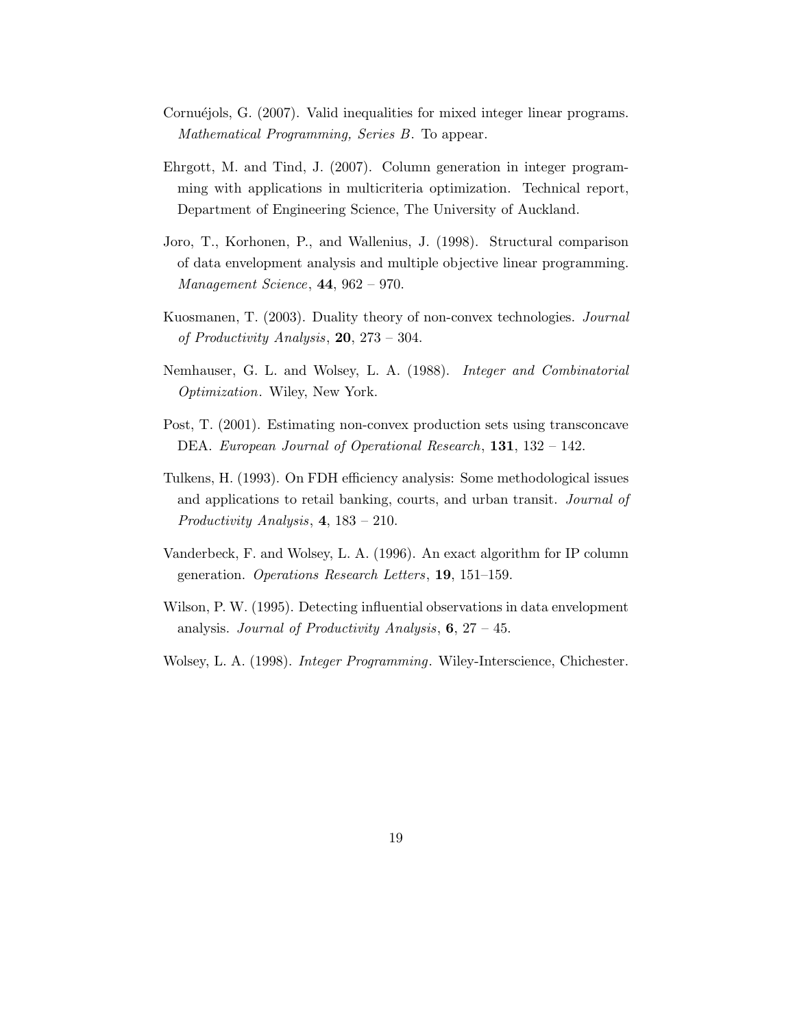Cornuéjols, G. (2007). Valid inequalities for mixed integer linear programs. *Mathematical Programming, Series B*. To appear.

Ehrgott, M. and Tind, J. (2007). Column generation in integer programming with applications in multicriteria optimization. Technical report, Department of Engineering Science, The University of Auckland.

Joro, T., Korhonen, P., and Wallenius, J. (1998). Structural comparison of data envelopment analysis and multiple objective linear programming. *Management Science*, **44**, 962 – 970.

Kuosmanen, T. (2003). Duality theory of non-convex technologies. *Journal of Productivity Analysis*, **20**, 273 – 304.

Nemhauser, G. L. and Wolsey, L. A. (1988). *Integer and Combinatorial Optimization*. Wiley, New York.

Post, T. (2001). Estimating non-convex production sets using transconcave DEA. *European Journal of Operational Research*, **131**, 132 – 142.

Tulkens, H. (1993). On FDH efficiency analysis: Some methodological issues and applications to retail banking, courts, and urban transit. *Journal of Productivity Analysis*, **4**, 183 – 210.

Vanderbeck, F. and Wolsey, L. A. (1996). An exact algorithm for IP column generation. *Operations Research Letters*, **19**, 151–159.

Wilson, P. W. (1995). Detecting influential observations in data envelopment analysis. *Journal of Productivity Analysis*, **6**, 27 – 45.

Wolsey, L. A. (1998). *Integer Programming*. Wiley-Interscience, Chichester.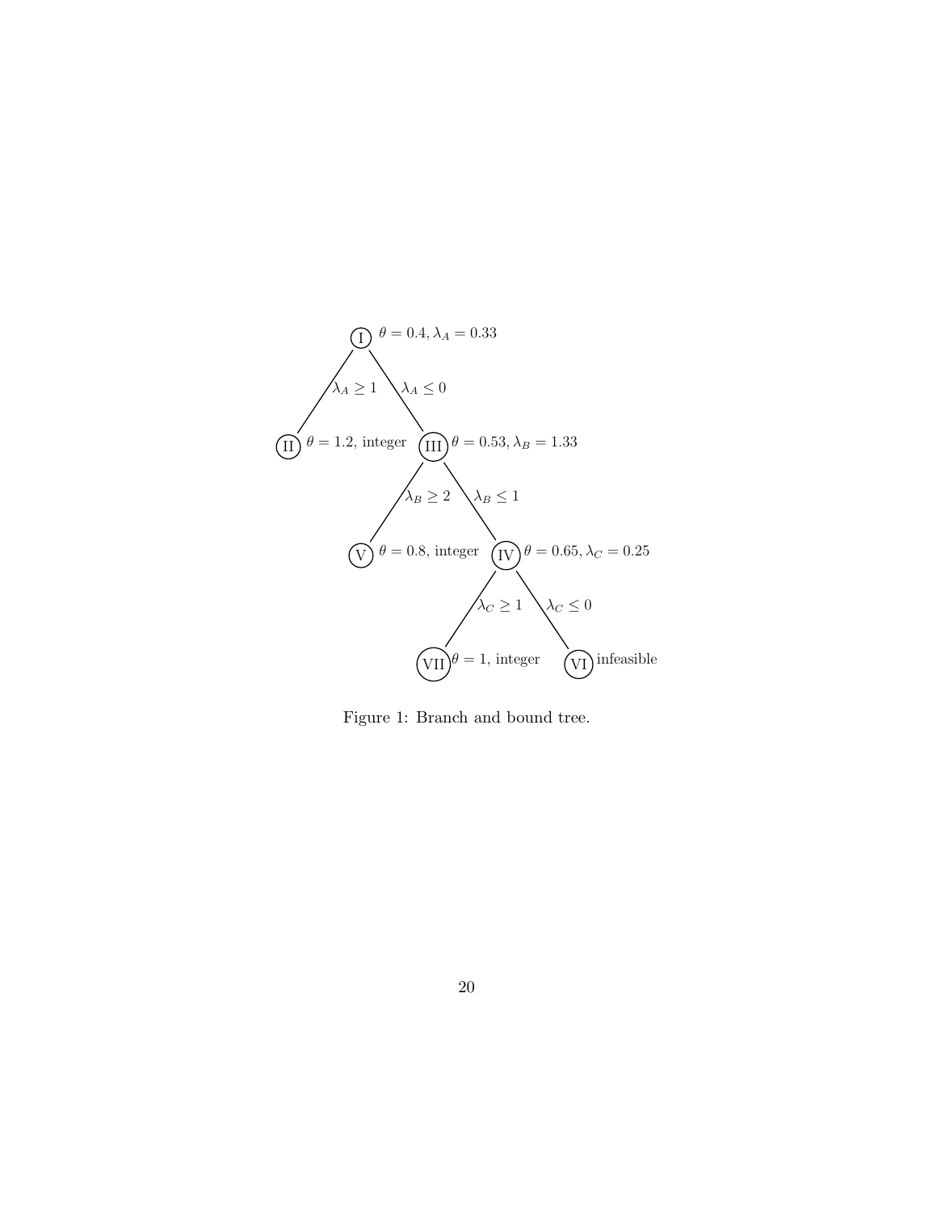Figure 1: Branch and bound tree.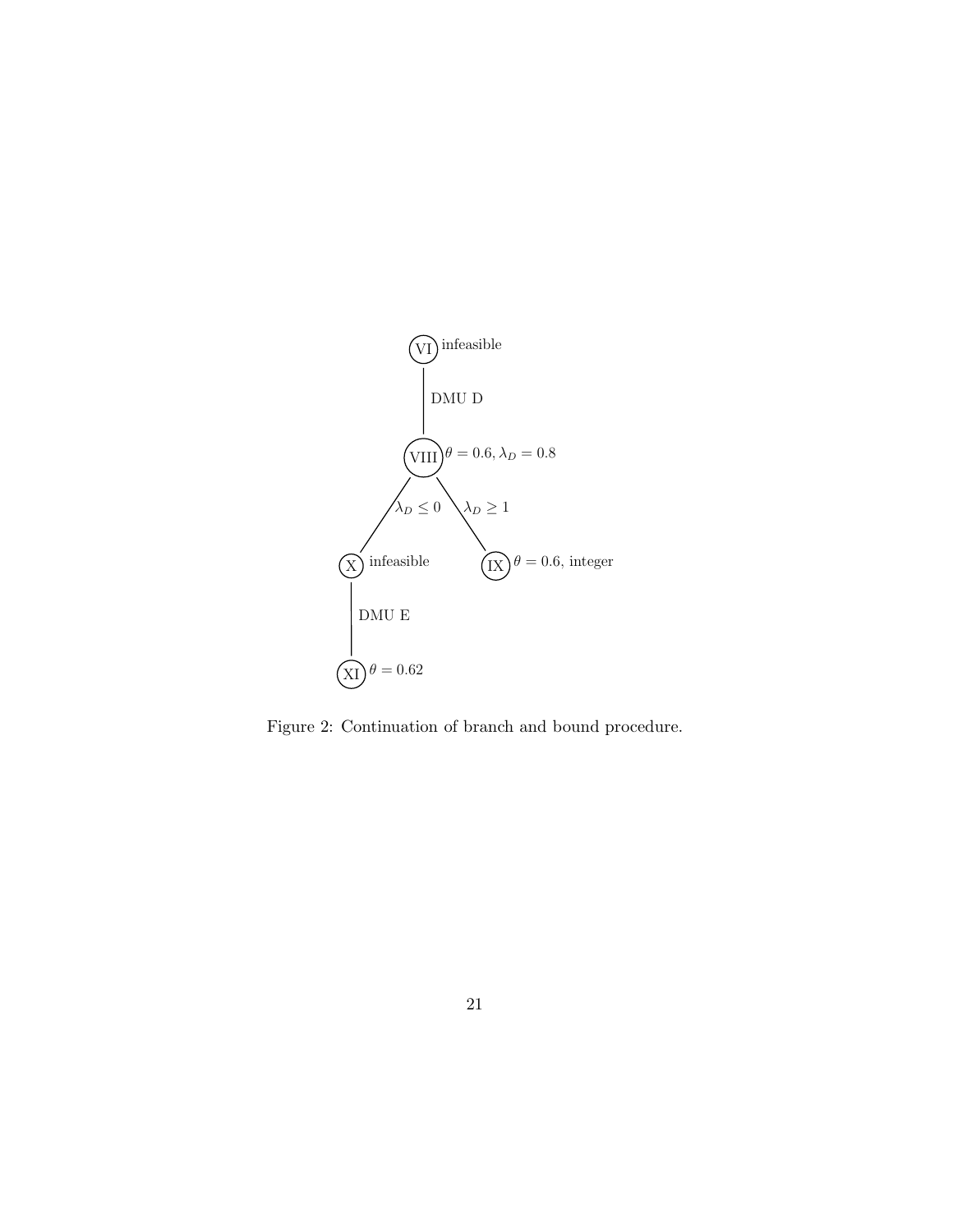VI infeasible

DMU D

VIII $\theta = 0.6, \lambda_D = 0.8$

$\lambda_D \leq 0$

$\lambda_D \geq 1$

X infeasible

IX $\theta = 0.6$, integer

DMU E

XI $\theta = 0.62$

Figure 2: Continuation of branch and bound procedure.